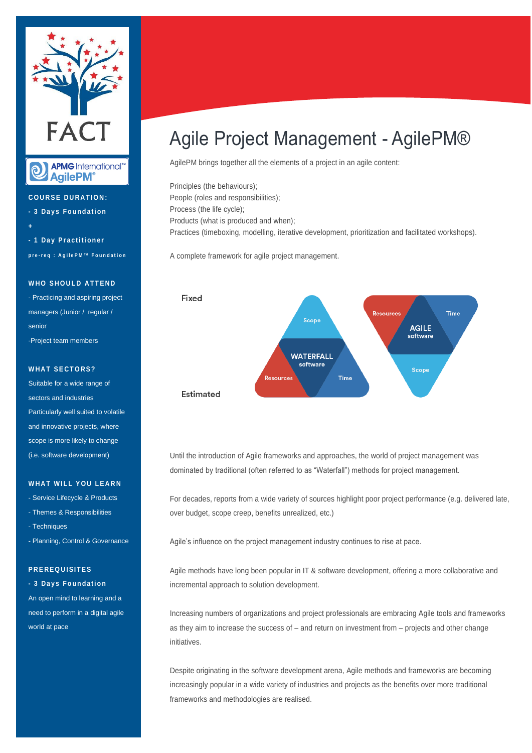FACT

APMG International™ AgilePM®

**COURSE DURATION:**

**- 3 Days Foundation**

**+**

**- 1 Day Practitioner**

**pre-req : AgilePM™ Foundation**

**WHO SHOULD ATTEND**

- Practicing and aspiring project managers (Junior / regular / senior

-Project team members

**WHAT SECTORS?**

Suitable for a wide range of sectors and industries

Particularly well suited to volatile and innovative projects, where scope is more likely to change (i.e. software development)

**WHAT WILL YOU LEARN**

- Service Lifecycle & Products
- Themes & Responsibilities
- Techniques
- Planning, Control & Governance

**PREREQUISITES**

**- 3 Days Foundation**

An open mind to learning and a need to perform in a digital agile world at pace

# Agile Project Management - AgilePM®

AgilePM brings together all the elements of a project in an agile content:

Principles (the behaviours);
People (roles and responsibilities);
Process (the life cycle);
Products (what is produced and when);
Practices (timeboxing, modelling, iterative development, prioritization and facilitated workshops).

A complete framework for agile project management.

Fixed

Estimated

WATERFALL software: Scope, Resources, Time

AGILE software: Resources, Time, Scope

Until the introduction of Agile frameworks and approaches, the world of project management was dominated by traditional (often referred to as "Waterfall") methods for project management.

For decades, reports from a wide variety of sources highlight poor project performance (e.g. delivered late, over budget, scope creep, benefits unrealized, etc.)

Agile's influence on the project management industry continues to rise at pace.

Agile methods have long been popular in IT & software development, offering a more collaborative and incremental approach to solution development.

Increasing numbers of organizations and project professionals are embracing Agile tools and frameworks as they aim to increase the success of – and return on investment from – projects and other change initiatives.

Despite originating in the software development arena, Agile methods and frameworks are becoming increasingly popular in a wide variety of industries and projects as the benefits over more traditional frameworks and methodologies are realised.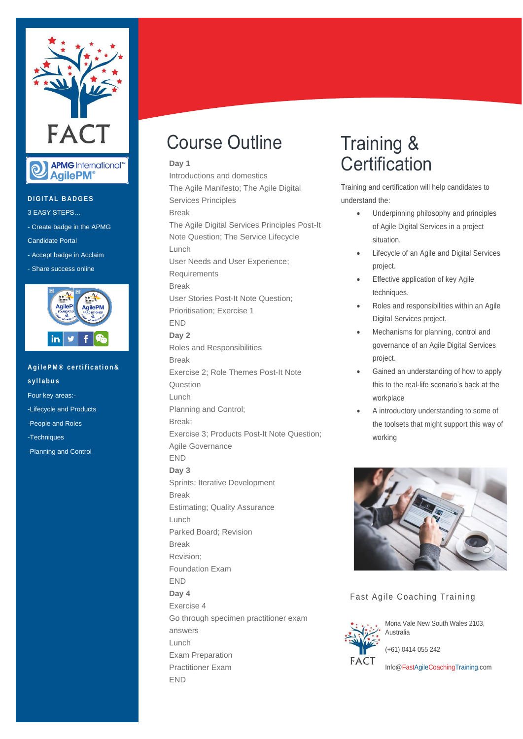FACT

APMG International™ AgilePM®

**DIGITAL BADGES**

3 EASY STEPS…

- Create badge in the APMG Candidate Portal
- Accept badge in Acclaim
- Share success online

**AgilePM® certification& syllabus**

Four key areas:-

-Lifecycle and Products

-People and Roles

-Techniques

-Planning and Control

# Course Outline

**Day 1**

Introductions and domestics

The Agile Manifesto; The Agile Digital Services Principles

Break

The Agile Digital Services Principles Post-It Note Question; The Service Lifecycle

Lunch

User Needs and User Experience; Requirements

Break

User Stories Post-It Note Question; Prioritisation; Exercise 1

END

**Day 2**

Roles and Responsibilities

Break

Exercise 2; Role Themes Post-It Note Question

Lunch

Planning and Control;

Break;

Exercise 3; Products Post-It Note Question; Agile Governance

END

**Day 3**

Sprints; Iterative Development

Break

Estimating; Quality Assurance

Lunch

Parked Board; Revision

Break

Revision;

Foundation Exam

END

**Day 4**

Exercise 4

Go through specimen practitioner exam answers

Lunch

Exam Preparation

Practitioner Exam

END

# Training & Certification

Training and certification will help candidates to understand the:

- Underpinning philosophy and principles of Agile Digital Services in a project situation.
- Lifecycle of an Agile and Digital Services project.
- Effective application of key Agile techniques.
- Roles and responsibilities within an Agile Digital Services project.
- Mechanisms for planning, control and governance of an Agile Digital Services project.
- Gained an understanding of how to apply this to the real-life scenario's back at the workplace
- A introductory understanding to some of the toolsets that might support this way of working

Fast Agile Coaching Training

FACT

Mona Vale New South Wales 2103, Australia

(+61) 0414 055 242

Info@FastAgileCoachingTraining.com